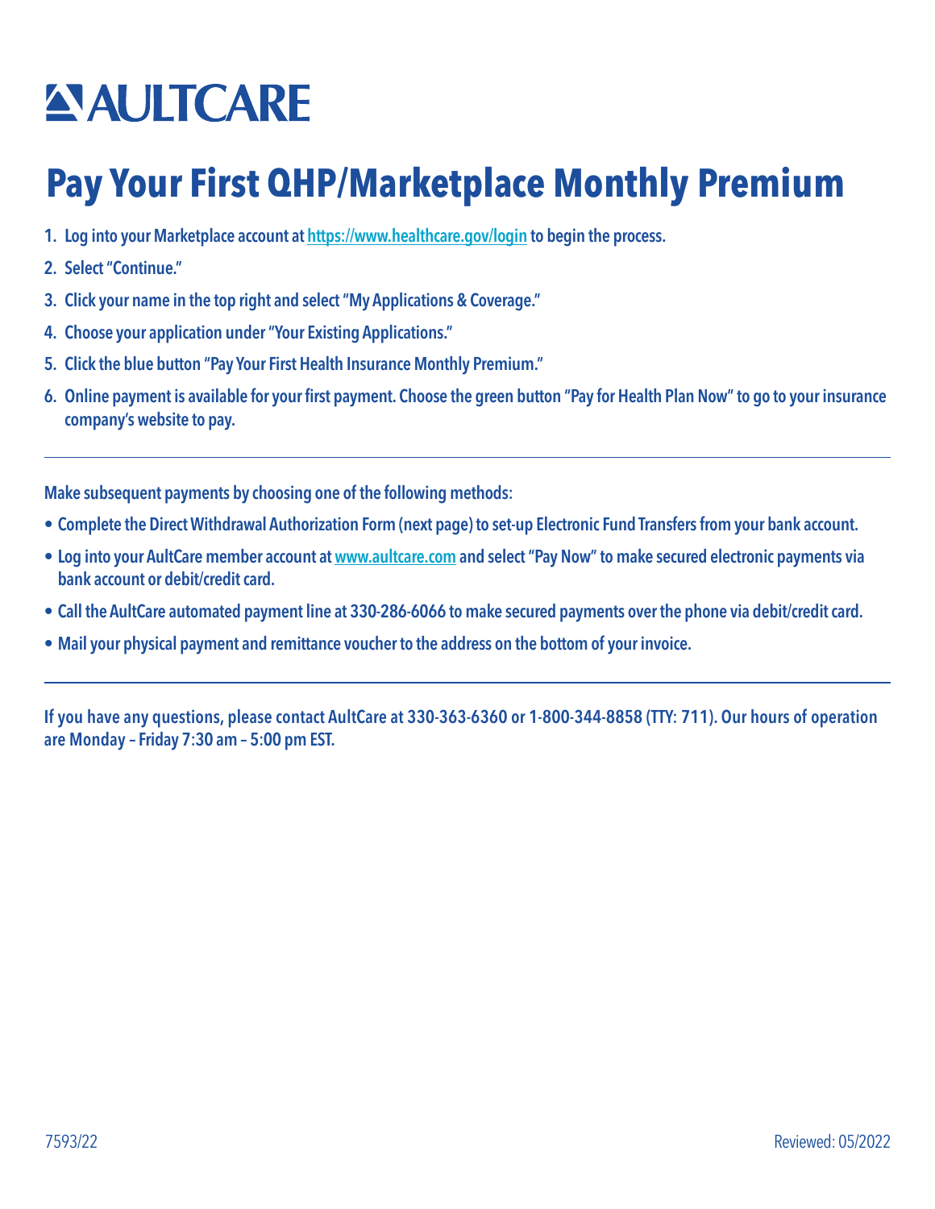# AULTCARE

# Pay Your First QHP/Marketplace Monthly Premium

1. Log into your Marketplace account at https://www.healthcare.gov/login to begin the process.
2. Select "Continue."
3. Click your name in the top right and select "My Applications & Coverage."
4. Choose your application under "Your Existing Applications."
5. Click the blue button "Pay Your First Health Insurance Monthly Premium."
6. Online payment is available for your first payment. Choose the green button "Pay for Health Plan Now" to go to your insurance company's website to pay.

---

Make subsequent payments by choosing one of the following methods:

- Complete the Direct Withdrawal Authorization Form (next page) to set-up Electronic Fund Transfers from your bank account.
- Log into your AultCare member account at www.aultcare.com and select "Pay Now" to make secured electronic payments via bank account or debit/credit card.
- Call the AultCare automated payment line at 330-286-6066 to make secured payments over the phone via debit/credit card.
- Mail your physical payment and remittance voucher to the address on the bottom of your invoice.

---

If you have any questions, please contact AultCare at 330-363-6360 or 1-800-344-8858 (TTY: 711). Our hours of operation are Monday – Friday 7:30 am – 5:00 pm EST.

7593/22

Reviewed: 05/2022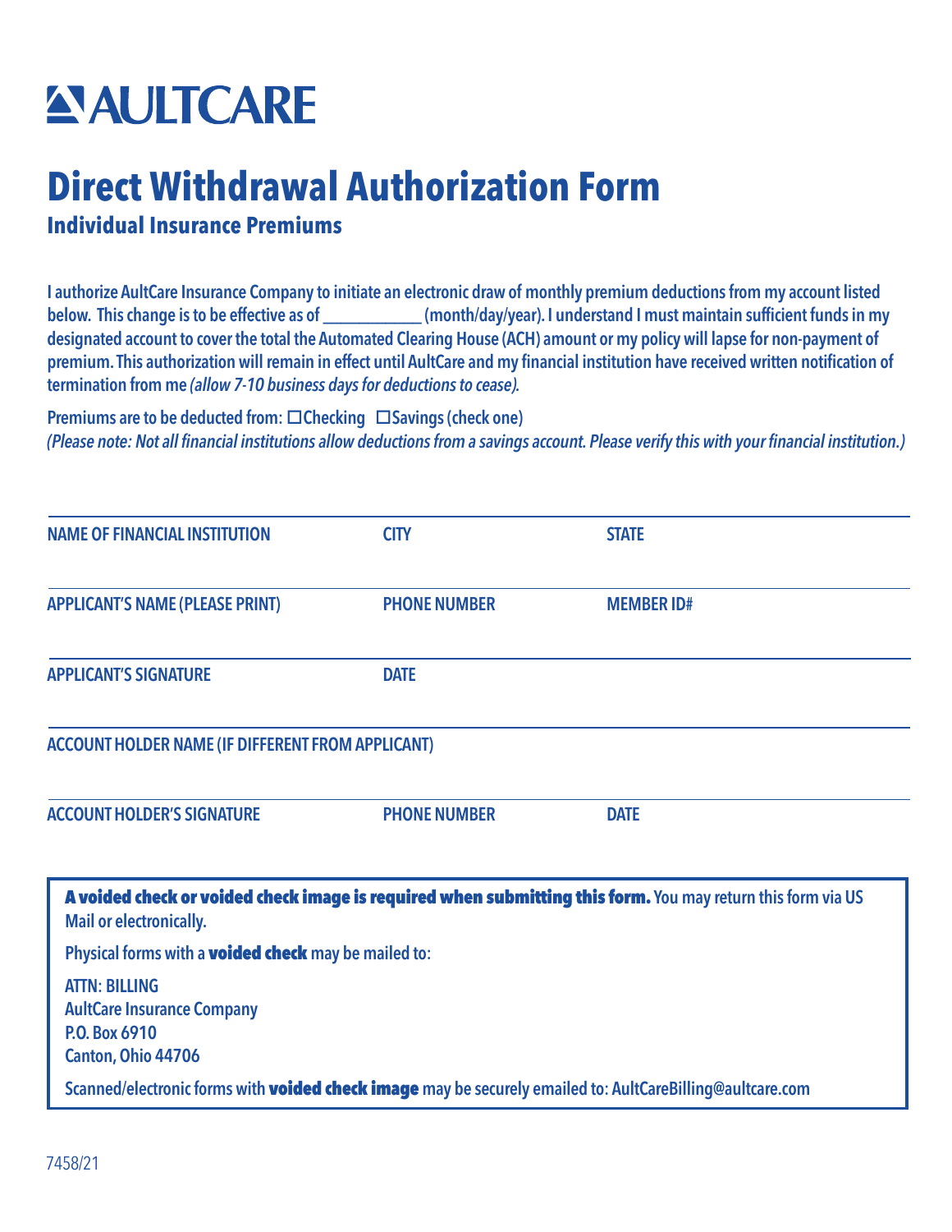# AULTCARE

# Direct Withdrawal Authorization Form

### Individual Insurance Premiums

**I authorize AultCare Insurance Company to initiate an electronic draw of monthly premium deductions from my account listed below. This change is to be effective as of ____________ (month/day/year). I understand I must maintain sufficient funds in my designated account to cover the total the Automated Clearing House (ACH) amount or my policy will lapse for non-payment of premium. This authorization will remain in effect until AultCare and my financial institution have received written notification of termination from me** ***(allow 7-10 business days for deductions to cease).***

**Premiums are to be deducted from: ☐Checking ☐Savings (check one)**
***(Please note: Not all financial institutions allow deductions from a savings account. Please verify this with your financial institution.)***

| | | |
|---|---|---|
| **NAME OF FINANCIAL INSTITUTION** | **CITY** | **STATE** |
| **APPLICANT'S NAME (PLEASE PRINT)** | **PHONE NUMBER** | **MEMBER ID#** |
| **APPLICANT'S SIGNATURE** | **DATE** | |
| **ACCOUNT HOLDER NAME (IF DIFFERENT FROM APPLICANT)** | | |
| **ACCOUNT HOLDER'S SIGNATURE** | **PHONE NUMBER** | **DATE** |

**A voided check or voided check image is required when submitting this form.** You may return this form via US Mail or electronically.

Physical forms with a **voided check** may be mailed to:

ATTN: BILLING
AultCare Insurance Company
P.O. Box 6910
Canton, Ohio 44706

Scanned/electronic forms with **voided check image** may be securely emailed to: AultCareBilling@aultcare.com

7458/21